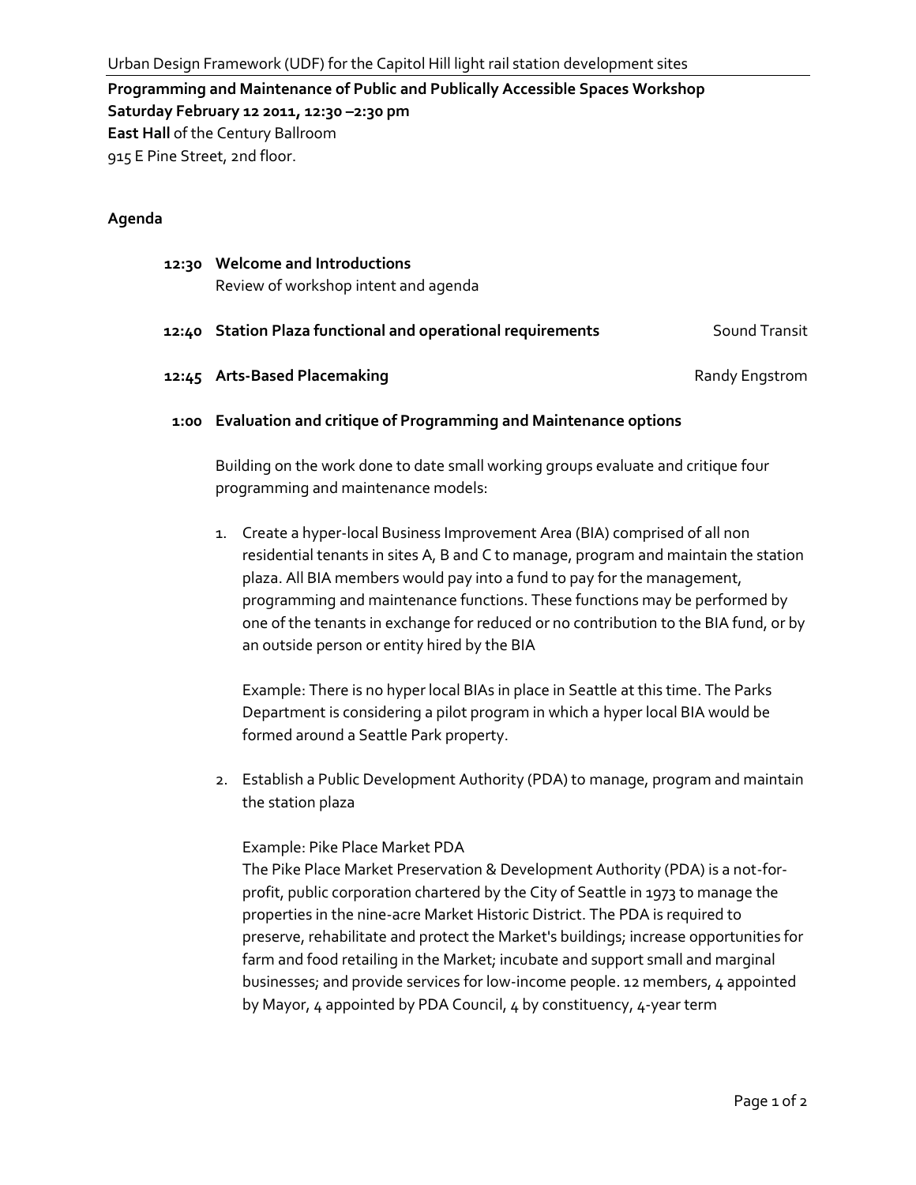Urban Design Framework (UDF) for the Capitol Hill light rail station development sites

**Programming and Maintenance of Public and Publically Accessible Spaces Workshop**
**Saturday February 12 2011, 12:30 –2:30 pm**
**East Hall** of the Century Ballroom
915 E Pine Street, 2nd floor.

## Agenda

**12:30 Welcome and Introductions**
Review of workshop intent and agenda

**12:40 Station Plaza functional and operational requirements** — Sound Transit

**12:45 Arts-Based Placemaking** — Randy Engstrom

**1:00 Evaluation and critique of Programming and Maintenance options**

Building on the work done to date small working groups evaluate and critique four programming and maintenance models:

1. Create a hyper-local Business Improvement Area (BIA) comprised of all non residential tenants in sites A, B and C to manage, program and maintain the station plaza. All BIA members would pay into a fund to pay for the management, programming and maintenance functions. These functions may be performed by one of the tenants in exchange for reduced or no contribution to the BIA fund, or by an outside person or entity hired by the BIA

   Example: There is no hyper local BIAs in place in Seattle at this time. The Parks Department is considering a pilot program in which a hyper local BIA would be formed around a Seattle Park property.

2. Establish a Public Development Authority (PDA) to manage, program and maintain the station plaza

   Example: Pike Place Market PDA
   The Pike Place Market Preservation & Development Authority (PDA) is a not-for-profit, public corporation chartered by the City of Seattle in 1973 to manage the properties in the nine-acre Market Historic District. The PDA is required to preserve, rehabilitate and protect the Market's buildings; increase opportunities for farm and food retailing in the Market; incubate and support small and marginal businesses; and provide services for low-income people. 12 members, 4 appointed by Mayor, 4 appointed by PDA Council, 4 by constituency, 4-year term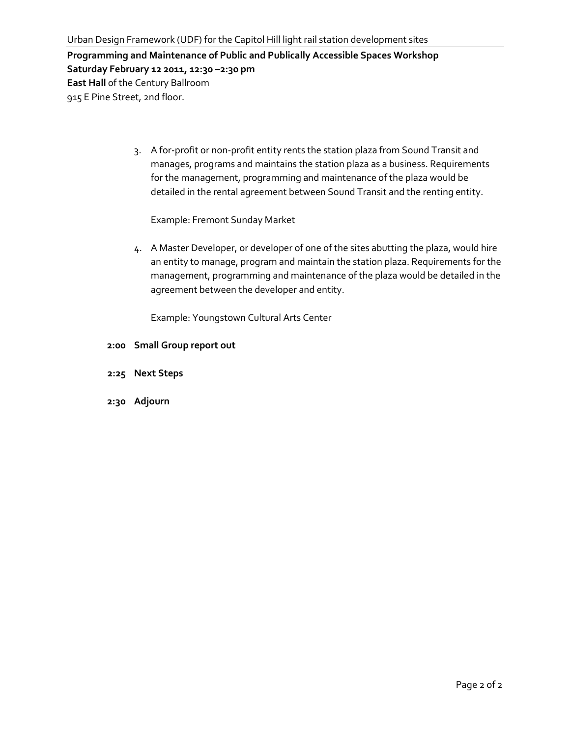Urban Design Framework (UDF) for the Capitol Hill light rail station development sites

**Programming and Maintenance of Public and Publically Accessible Spaces Workshop**
**Saturday February 12 2011, 12:30 –2:30 pm**
**East Hall** of the Century Ballroom
915 E Pine Street, 2nd floor.

3. A for-profit or non-profit entity rents the station plaza from Sound Transit and manages, programs and maintains the station plaza as a business. Requirements for the management, programming and maintenance of the plaza would be detailed in the rental agreement between Sound Transit and the renting entity.

   Example: Fremont Sunday Market

4. A Master Developer, or developer of one of the sites abutting the plaza, would hire an entity to manage, program and maintain the station plaza. Requirements for the management, programming and maintenance of the plaza would be detailed in the agreement between the developer and entity.

   Example: Youngstown Cultural Arts Center

**2:00 Small Group report out**

**2:25 Next Steps**

**2:30 Adjourn**